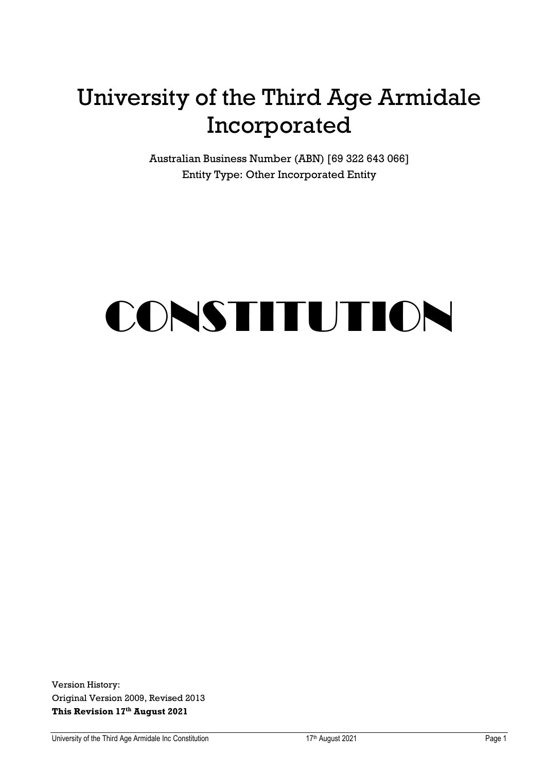# University of the Third Age Armidale Incorporated

Australian Business Number (ABN) [69 322 643 066]
Entity Type: Other Incorporated Entity

# CONSTITUTION

Version History:
Original Version 2009, Revised 2013
**This Revision 17th August 2021**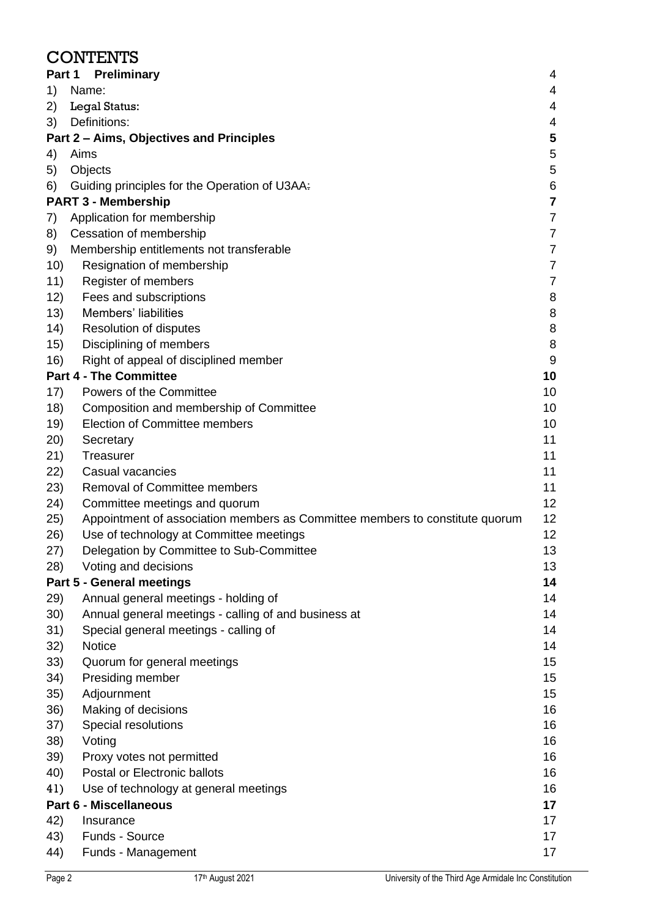# CONTENTS

| | | |
|---|---|---|
| **Part 1** | **Preliminary** | 4 |
| 1) | Name: | 4 |
| 2) | Legal Status: | 4 |
| 3) | Definitions: | 4 |
| **Part 2 – Aims, Objectives and Principles** | | **5** |
| 4) | Aims | 5 |
| 5) | Objects | 5 |
| 6) | Guiding principles for the Operation of U3AA: | 6 |
| **PART 3 - Membership** | | **7** |
| 7) | Application for membership | 7 |
| 8) | Cessation of membership | 7 |
| 9) | Membership entitlements not transferable | 7 |
| 10) | Resignation of membership | 7 |
| 11) | Register of members | 7 |
| 12) | Fees and subscriptions | 8 |
| 13) | Members' liabilities | 8 |
| 14) | Resolution of disputes | 8 |
| 15) | Disciplining of members | 8 |
| 16) | Right of appeal of disciplined member | 9 |
| **Part 4 - The Committee** | | **10** |
| 17) | Powers of the Committee | 10 |
| 18) | Composition and membership of Committee | 10 |
| 19) | Election of Committee members | 10 |
| 20) | Secretary | 11 |
| 21) | Treasurer | 11 |
| 22) | Casual vacancies | 11 |
| 23) | Removal of Committee members | 11 |
| 24) | Committee meetings and quorum | 12 |
| 25) | Appointment of association members as Committee members to constitute quorum | 12 |
| 26) | Use of technology at Committee meetings | 12 |
| 27) | Delegation by Committee to Sub-Committee | 13 |
| 28) | Voting and decisions | 13 |
| **Part 5 - General meetings** | | **14** |
| 29) | Annual general meetings - holding of | 14 |
| 30) | Annual general meetings - calling of and business at | 14 |
| 31) | Special general meetings - calling of | 14 |
| 32) | Notice | 14 |
| 33) | Quorum for general meetings | 15 |
| 34) | Presiding member | 15 |
| 35) | Adjournment | 15 |
| 36) | Making of decisions | 16 |
| 37) | Special resolutions | 16 |
| 38) | Voting | 16 |
| 39) | Proxy votes not permitted | 16 |
| 40) | Postal or Electronic ballots | 16 |
| 41) | Use of technology at general meetings | 16 |
| **Part 6 - Miscellaneous** | | **17** |
| 42) | Insurance | 17 |
| 43) | Funds - Source | 17 |
| 44) | Funds - Management | 17 |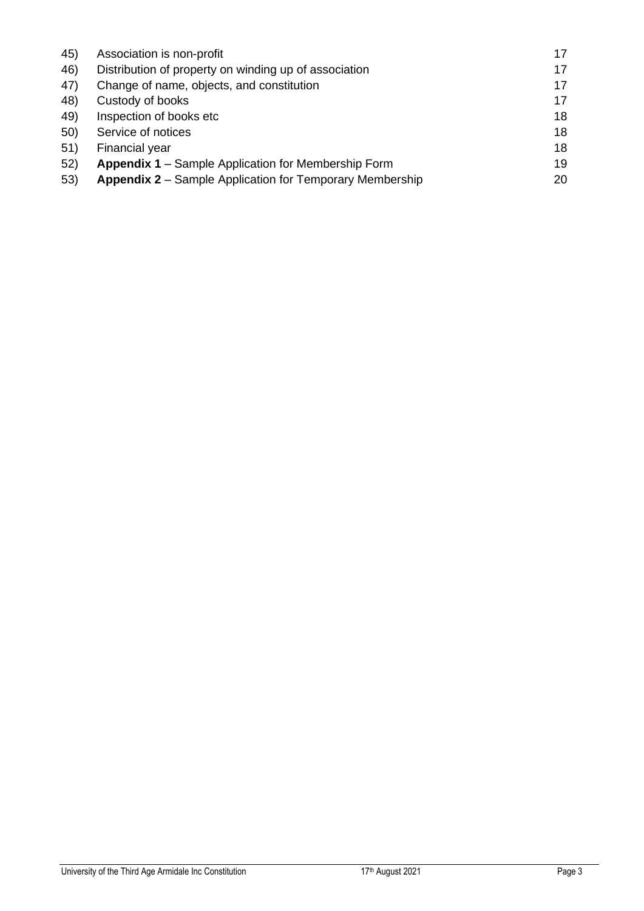| | | |
|---|---|---|
| 45) | Association is non-profit | 17 |
| 46) | Distribution of property on winding up of association | 17 |
| 47) | Change of name, objects, and constitution | 17 |
| 48) | Custody of books | 17 |
| 49) | Inspection of books etc | 18 |
| 50) | Service of notices | 18 |
| 51) | Financial year | 18 |
| 52) | **Appendix 1** – Sample Application for Membership Form | 19 |
| 53) | **Appendix 2** – Sample Application for Temporary Membership | 20 |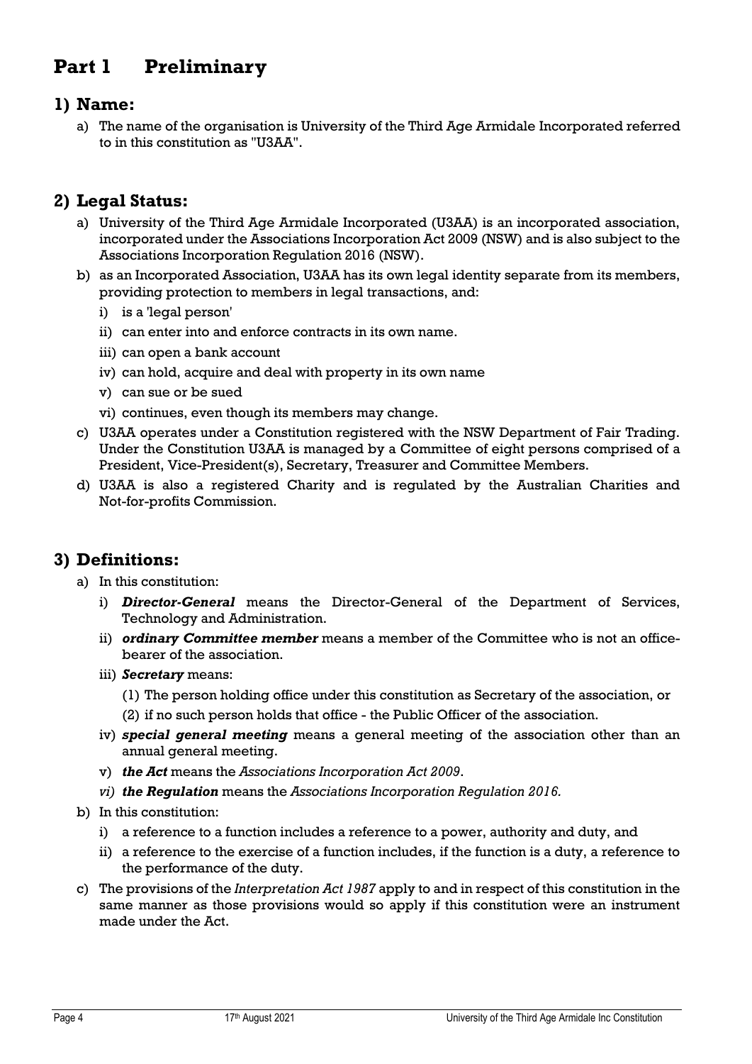# Part 1 Preliminary

## 1) Name:

a) The name of the organisation is University of the Third Age Armidale Incorporated referred to in this constitution as "U3AA".

## 2) Legal Status:

a) University of the Third Age Armidale Incorporated (U3AA) is an incorporated association, incorporated under the Associations Incorporation Act 2009 (NSW) and is also subject to the Associations Incorporation Regulation 2016 (NSW).

b) as an Incorporated Association, U3AA has its own legal identity separate from its members, providing protection to members in legal transactions, and:

   i) is a 'legal person'

   ii) can enter into and enforce contracts in its own name.

   iii) can open a bank account

   iv) can hold, acquire and deal with property in its own name

   v) can sue or be sued

   vi) continues, even though its members may change.

c) U3AA operates under a Constitution registered with the NSW Department of Fair Trading. Under the Constitution U3AA is managed by a Committee of eight persons comprised of a President, Vice-President(s), Secretary, Treasurer and Committee Members.

d) U3AA is also a registered Charity and is regulated by the Australian Charities and Not-for-profits Commission.

## 3) Definitions:

a) In this constitution:

   i) ***Director-General*** means the Director-General of the Department of Services, Technology and Administration.

   ii) ***ordinary Committee member*** means a member of the Committee who is not an office-bearer of the association.

   iii) ***Secretary*** means:

      (1) The person holding office under this constitution as Secretary of the association, or

      (2) if no such person holds that office - the Public Officer of the association.

   iv) ***special general meeting*** means a general meeting of the association other than an annual general meeting.

   v) ***the Act*** means the *Associations Incorporation Act 2009*.

   *vi)* ***the Regulation*** *means the Associations Incorporation Regulation 2016.*

b) In this constitution:

   i) a reference to a function includes a reference to a power, authority and duty, and

   ii) a reference to the exercise of a function includes, if the function is a duty, a reference to the performance of the duty.

c) The provisions of the *Interpretation Act 1987* apply to and in respect of this constitution in the same manner as those provisions would so apply if this constitution were an instrument made under the Act.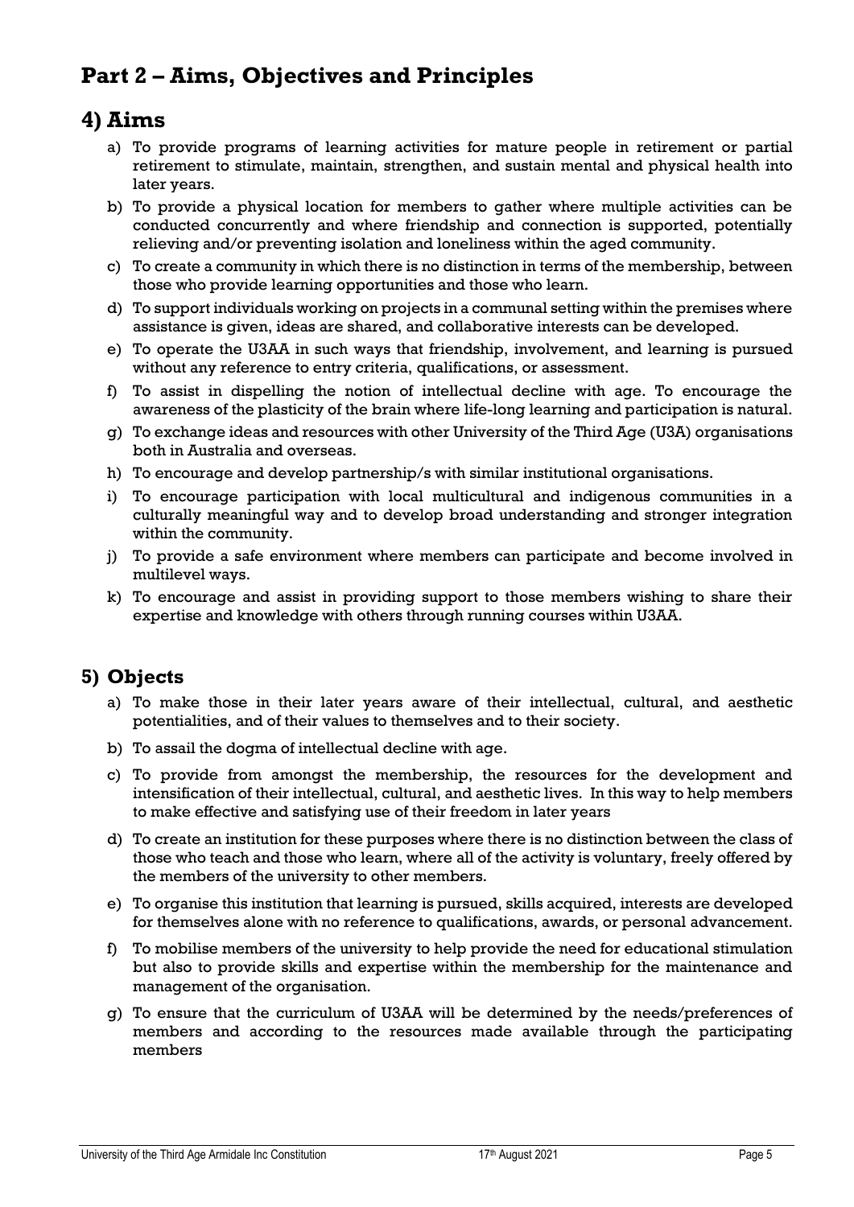# Part 2 – Aims, Objectives and Principles

## 4) Aims

a) To provide programs of learning activities for mature people in retirement or partial retirement to stimulate, maintain, strengthen, and sustain mental and physical health into later years.

b) To provide a physical location for members to gather where multiple activities can be conducted concurrently and where friendship and connection is supported, potentially relieving and/or preventing isolation and loneliness within the aged community.

c) To create a community in which there is no distinction in terms of the membership, between those who provide learning opportunities and those who learn.

d) To support individuals working on projects in a communal setting within the premises where assistance is given, ideas are shared, and collaborative interests can be developed.

e) To operate the U3AA in such ways that friendship, involvement, and learning is pursued without any reference to entry criteria, qualifications, or assessment.

f) To assist in dispelling the notion of intellectual decline with age. To encourage the awareness of the plasticity of the brain where life-long learning and participation is natural.

g) To exchange ideas and resources with other University of the Third Age (U3A) organisations both in Australia and overseas.

h) To encourage and develop partnership/s with similar institutional organisations.

i) To encourage participation with local multicultural and indigenous communities in a culturally meaningful way and to develop broad understanding and stronger integration within the community.

j) To provide a safe environment where members can participate and become involved in multilevel ways.

k) To encourage and assist in providing support to those members wishing to share their expertise and knowledge with others through running courses within U3AA.

## 5) Objects

a) To make those in their later years aware of their intellectual, cultural, and aesthetic potentialities, and of their values to themselves and to their society.

b) To assail the dogma of intellectual decline with age.

c) To provide from amongst the membership, the resources for the development and intensification of their intellectual, cultural, and aesthetic lives. In this way to help members to make effective and satisfying use of their freedom in later years

d) To create an institution for these purposes where there is no distinction between the class of those who teach and those who learn, where all of the activity is voluntary, freely offered by the members of the university to other members.

e) To organise this institution that learning is pursued, skills acquired, interests are developed for themselves alone with no reference to qualifications, awards, or personal advancement.

f) To mobilise members of the university to help provide the need for educational stimulation but also to provide skills and expertise within the membership for the maintenance and management of the organisation.

g) To ensure that the curriculum of U3AA will be determined by the needs/preferences of members and according to the resources made available through the participating members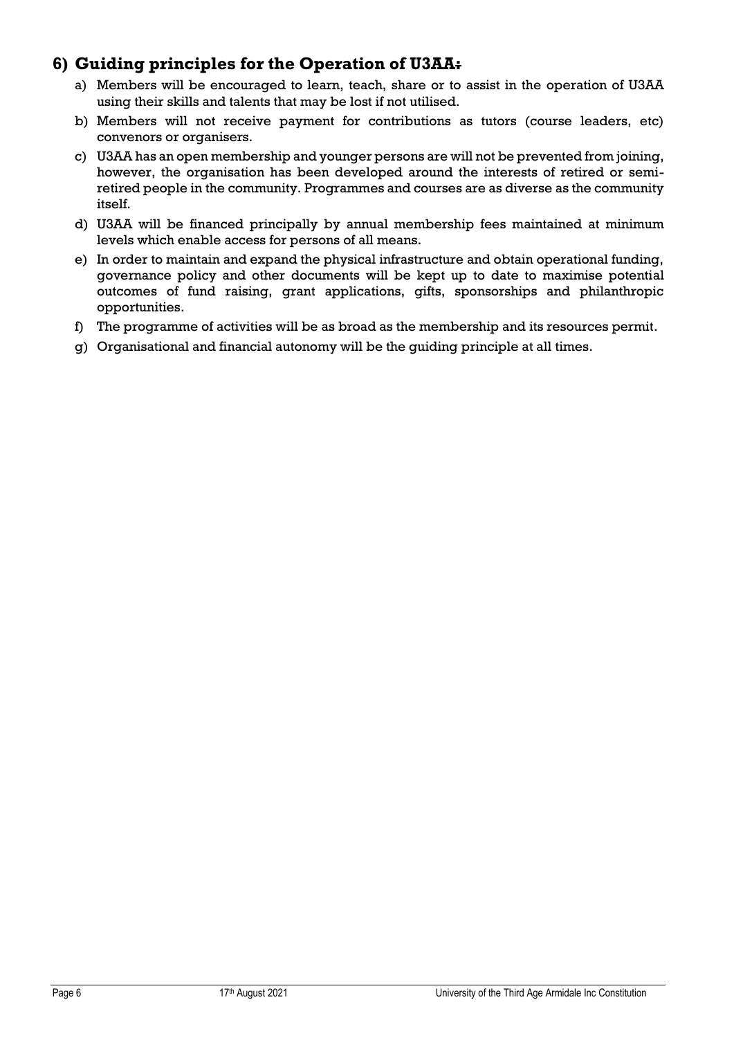## 6) Guiding principles for the Operation of U3AA:

a) Members will be encouraged to learn, teach, share or to assist in the operation of U3AA using their skills and talents that may be lost if not utilised.

b) Members will not receive payment for contributions as tutors (course leaders, etc) convenors or organisers.

c) U3AA has an open membership and younger persons are will not be prevented from joining, however, the organisation has been developed around the interests of retired or semi-retired people in the community. Programmes and courses are as diverse as the community itself.

d) U3AA will be financed principally by annual membership fees maintained at minimum levels which enable access for persons of all means.

e) In order to maintain and expand the physical infrastructure and obtain operational funding, governance policy and other documents will be kept up to date to maximise potential outcomes of fund raising, grant applications, gifts, sponsorships and philanthropic opportunities.

f) The programme of activities will be as broad as the membership and its resources permit.

g) Organisational and financial autonomy will be the guiding principle at all times.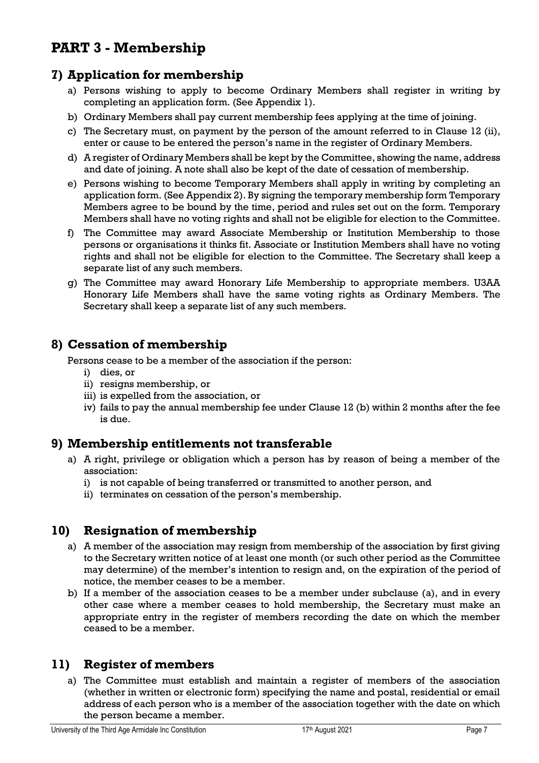# PART 3 - Membership

## 7) Application for membership

a) Persons wishing to apply to become Ordinary Members shall register in writing by completing an application form. (See Appendix 1).

b) Ordinary Members shall pay current membership fees applying at the time of joining.

c) The Secretary must, on payment by the person of the amount referred to in Clause 12 (ii), enter or cause to be entered the person's name in the register of Ordinary Members.

d) A register of Ordinary Members shall be kept by the Committee, showing the name, address and date of joining. A note shall also be kept of the date of cessation of membership.

e) Persons wishing to become Temporary Members shall apply in writing by completing an application form. (See Appendix 2). By signing the temporary membership form Temporary Members agree to be bound by the time, period and rules set out on the form. Temporary Members shall have no voting rights and shall not be eligible for election to the Committee.

f) The Committee may award Associate Membership or Institution Membership to those persons or organisations it thinks fit. Associate or Institution Members shall have no voting rights and shall not be eligible for election to the Committee. The Secretary shall keep a separate list of any such members.

g) The Committee may award Honorary Life Membership to appropriate members. U3AA Honorary Life Members shall have the same voting rights as Ordinary Members. The Secretary shall keep a separate list of any such members.

## 8) Cessation of membership

Persons cease to be a member of the association if the person:

i) dies, or

ii) resigns membership, or

iii) is expelled from the association, or

iv) fails to pay the annual membership fee under Clause 12 (b) within 2 months after the fee is due.

## 9) Membership entitlements not transferable

a) A right, privilege or obligation which a person has by reason of being a member of the association:

i) is not capable of being transferred or transmitted to another person, and

ii) terminates on cessation of the person's membership.

## 10) Resignation of membership

a) A member of the association may resign from membership of the association by first giving to the Secretary written notice of at least one month (or such other period as the Committee may determine) of the member's intention to resign and, on the expiration of the period of notice, the member ceases to be a member.

b) If a member of the association ceases to be a member under subclause (a), and in every other case where a member ceases to hold membership, the Secretary must make an appropriate entry in the register of members recording the date on which the member ceased to be a member.

## 11) Register of members

a) The Committee must establish and maintain a register of members of the association (whether in written or electronic form) specifying the name and postal, residential or email address of each person who is a member of the association together with the date on which the person became a member.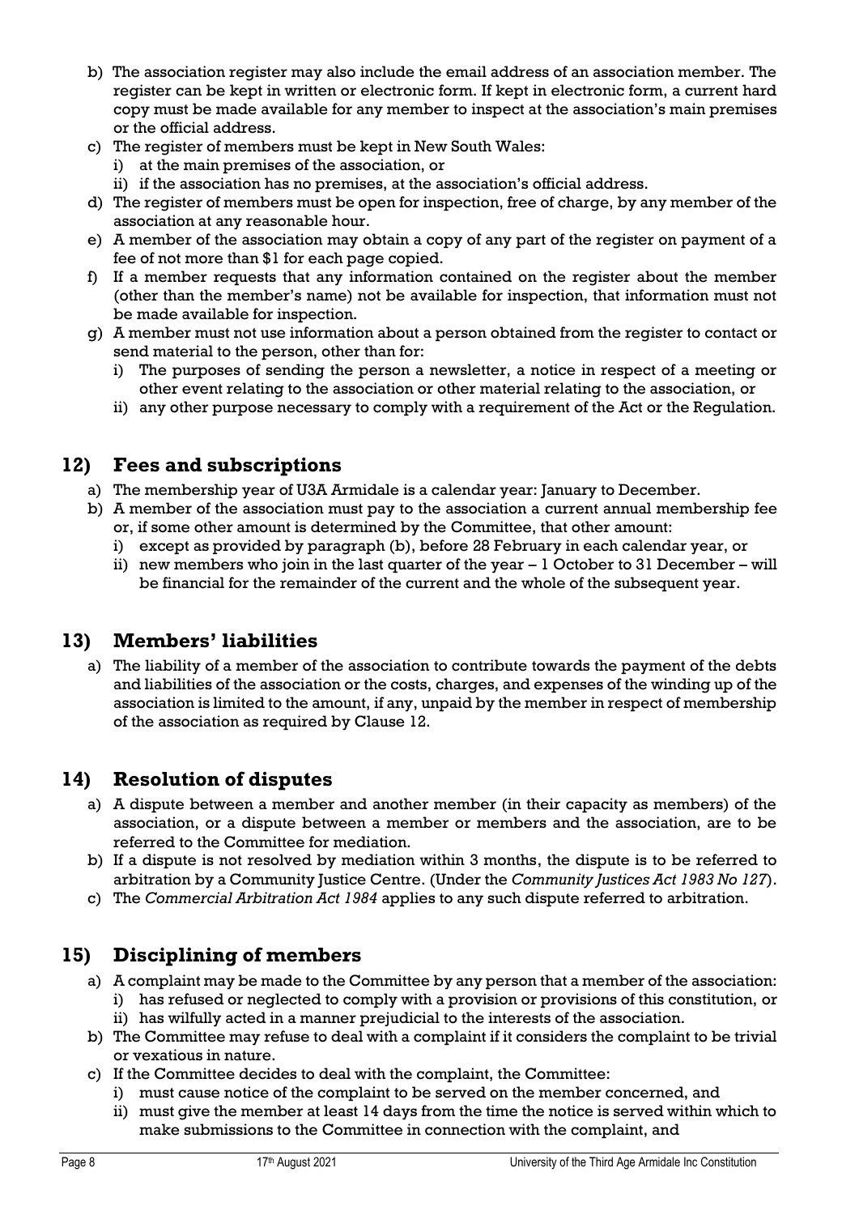b) The association register may also include the email address of an association member. The register can be kept in written or electronic form. If kept in electronic form, a current hard copy must be made available for any member to inspect at the association's main premises or the official address.

c) The register of members must be kept in New South Wales:
   i) at the main premises of the association, or
   ii) if the association has no premises, at the association's official address.

d) The register of members must be open for inspection, free of charge, by any member of the association at any reasonable hour.

e) A member of the association may obtain a copy of any part of the register on payment of a fee of not more than $1 for each page copied.

f) If a member requests that any information contained on the register about the member (other than the member's name) not be available for inspection, that information must not be made available for inspection.

g) A member must not use information about a person obtained from the register to contact or send material to the person, other than for:
   i) The purposes of sending the person a newsletter, a notice in respect of a meeting or other event relating to the association or other material relating to the association, or
   ii) any other purpose necessary to comply with a requirement of the Act or the Regulation.

## 12) Fees and subscriptions

a) The membership year of U3A Armidale is a calendar year: January to December.

b) A member of the association must pay to the association a current annual membership fee or, if some other amount is determined by the Committee, that other amount:
   i) except as provided by paragraph (b), before 28 February in each calendar year, or
   ii) new members who join in the last quarter of the year – 1 October to 31 December – will be financial for the remainder of the current and the whole of the subsequent year.

## 13) Members' liabilities

a) The liability of a member of the association to contribute towards the payment of the debts and liabilities of the association or the costs, charges, and expenses of the winding up of the association is limited to the amount, if any, unpaid by the member in respect of membership of the association as required by Clause 12.

## 14) Resolution of disputes

a) A dispute between a member and another member (in their capacity as members) of the association, or a dispute between a member or members and the association, are to be referred to the Committee for mediation.

b) If a dispute is not resolved by mediation within 3 months, the dispute is to be referred to arbitration by a Community Justice Centre. (Under the *Community Justices Act 1983 No 127*).

c) The *Commercial Arbitration Act 1984* applies to any such dispute referred to arbitration.

## 15) Disciplining of members

a) A complaint may be made to the Committee by any person that a member of the association:
   i) has refused or neglected to comply with a provision or provisions of this constitution, or
   ii) has wilfully acted in a manner prejudicial to the interests of the association.

b) The Committee may refuse to deal with a complaint if it considers the complaint to be trivial or vexatious in nature.

c) If the Committee decides to deal with the complaint, the Committee:
   i) must cause notice of the complaint to be served on the member concerned, and
   ii) must give the member at least 14 days from the time the notice is served within which to make submissions to the Committee in connection with the complaint, and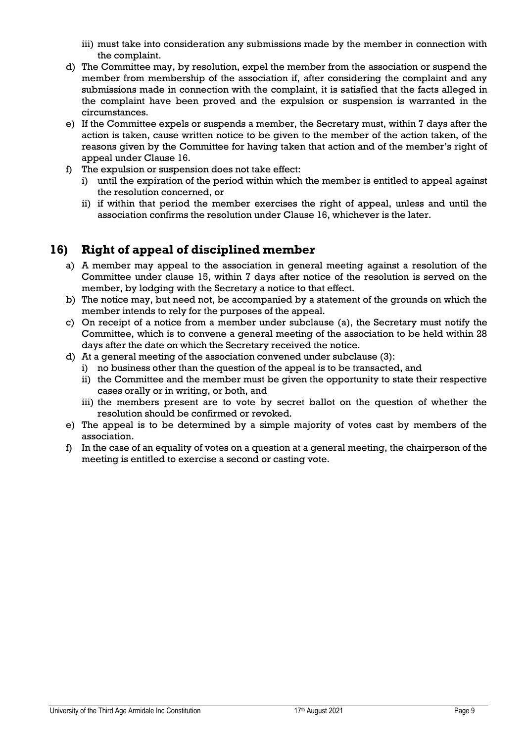iii) must take into consideration any submissions made by the member in connection with the complaint.

d) The Committee may, by resolution, expel the member from the association or suspend the member from membership of the association if, after considering the complaint and any submissions made in connection with the complaint, it is satisfied that the facts alleged in the complaint have been proved and the expulsion or suspension is warranted in the circumstances.
e) If the Committee expels or suspends a member, the Secretary must, within 7 days after the action is taken, cause written notice to be given to the member of the action taken, of the reasons given by the Committee for having taken that action and of the member's right of appeal under Clause 16.
f) The expulsion or suspension does not take effect:
   i) until the expiration of the period within which the member is entitled to appeal against the resolution concerned, or
   ii) if within that period the member exercises the right of appeal, unless and until the association confirms the resolution under Clause 16, whichever is the later.

## 16) Right of appeal of disciplined member

a) A member may appeal to the association in general meeting against a resolution of the Committee under clause 15, within 7 days after notice of the resolution is served on the member, by lodging with the Secretary a notice to that effect.
b) The notice may, but need not, be accompanied by a statement of the grounds on which the member intends to rely for the purposes of the appeal.
c) On receipt of a notice from a member under subclause (a), the Secretary must notify the Committee, which is to convene a general meeting of the association to be held within 28 days after the date on which the Secretary received the notice.
d) At a general meeting of the association convened under subclause (3):
   i) no business other than the question of the appeal is to be transacted, and
   ii) the Committee and the member must be given the opportunity to state their respective cases orally or in writing, or both, and
   iii) the members present are to vote by secret ballot on the question of whether the resolution should be confirmed or revoked.
e) The appeal is to be determined by a simple majority of votes cast by members of the association.
f) In the case of an equality of votes on a question at a general meeting, the chairperson of the meeting is entitled to exercise a second or casting vote.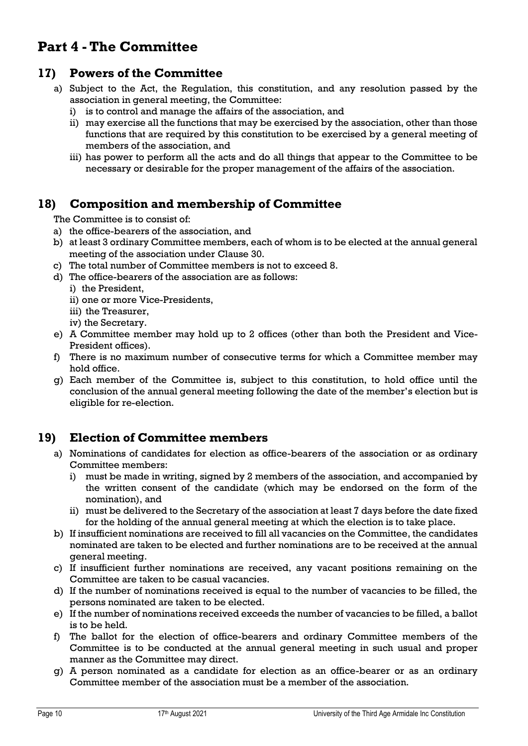# Part 4 - The Committee

## 17) Powers of the Committee

a) Subject to the Act, the Regulation, this constitution, and any resolution passed by the association in general meeting, the Committee:
   i) is to control and manage the affairs of the association, and
   ii) may exercise all the functions that may be exercised by the association, other than those functions that are required by this constitution to be exercised by a general meeting of members of the association, and
   iii) has power to perform all the acts and do all things that appear to the Committee to be necessary or desirable for the proper management of the affairs of the association.

## 18) Composition and membership of Committee

The Committee is to consist of:

a) the office-bearers of the association, and
b) at least 3 ordinary Committee members, each of whom is to be elected at the annual general meeting of the association under Clause 30.
c) The total number of Committee members is not to exceed 8.
d) The office-bearers of the association are as follows:
   i) the President,
   ii) one or more Vice-Presidents,
   iii) the Treasurer,
   iv) the Secretary.
e) A Committee member may hold up to 2 offices (other than both the President and Vice-President offices).
f) There is no maximum number of consecutive terms for which a Committee member may hold office.
g) Each member of the Committee is, subject to this constitution, to hold office until the conclusion of the annual general meeting following the date of the member's election but is eligible for re-election.

## 19) Election of Committee members

a) Nominations of candidates for election as office-bearers of the association or as ordinary Committee members:
   i) must be made in writing, signed by 2 members of the association, and accompanied by the written consent of the candidate (which may be endorsed on the form of the nomination), and
   ii) must be delivered to the Secretary of the association at least 7 days before the date fixed for the holding of the annual general meeting at which the election is to take place.
b) If insufficient nominations are received to fill all vacancies on the Committee, the candidates nominated are taken to be elected and further nominations are to be received at the annual general meeting.
c) If insufficient further nominations are received, any vacant positions remaining on the Committee are taken to be casual vacancies.
d) If the number of nominations received is equal to the number of vacancies to be filled, the persons nominated are taken to be elected.
e) If the number of nominations received exceeds the number of vacancies to be filled, a ballot is to be held.
f) The ballot for the election of office-bearers and ordinary Committee members of the Committee is to be conducted at the annual general meeting in such usual and proper manner as the Committee may direct.
g) A person nominated as a candidate for election as an office-bearer or as an ordinary Committee member of the association must be a member of the association.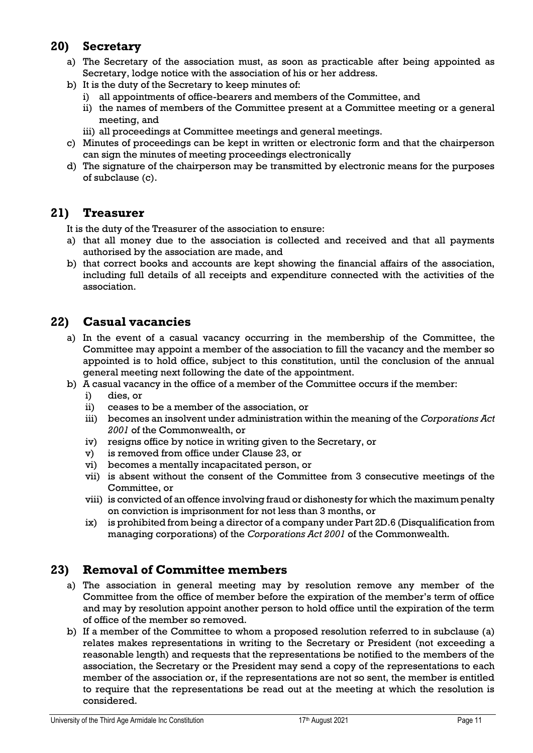## 20) Secretary

a) The Secretary of the association must, as soon as practicable after being appointed as Secretary, lodge notice with the association of his or her address.

b) It is the duty of the Secretary to keep minutes of:
   i) all appointments of office-bearers and members of the Committee, and
   ii) the names of members of the Committee present at a Committee meeting or a general meeting, and
   iii) all proceedings at Committee meetings and general meetings.

c) Minutes of proceedings can be kept in written or electronic form and that the chairperson can sign the minutes of meeting proceedings electronically

d) The signature of the chairperson may be transmitted by electronic means for the purposes of subclause (c).

## 21) Treasurer

It is the duty of the Treasurer of the association to ensure:

a) that all money due to the association is collected and received and that all payments authorised by the association are made, and

b) that correct books and accounts are kept showing the financial affairs of the association, including full details of all receipts and expenditure connected with the activities of the association.

## 22) Casual vacancies

a) In the event of a casual vacancy occurring in the membership of the Committee, the Committee may appoint a member of the association to fill the vacancy and the member so appointed is to hold office, subject to this constitution, until the conclusion of the annual general meeting next following the date of the appointment.

b) A casual vacancy in the office of a member of the Committee occurs if the member:
   i) dies, or
   ii) ceases to be a member of the association, or
   iii) becomes an insolvent under administration within the meaning of the *Corporations Act 2001* of the Commonwealth, or
   iv) resigns office by notice in writing given to the Secretary, or
   v) is removed from office under Clause 23, or
   vi) becomes a mentally incapacitated person, or
   vii) is absent without the consent of the Committee from 3 consecutive meetings of the Committee, or
   viii) is convicted of an offence involving fraud or dishonesty for which the maximum penalty on conviction is imprisonment for not less than 3 months, or
   ix) is prohibited from being a director of a company under Part 2D.6 (Disqualification from managing corporations) of the *Corporations Act 2001* of the Commonwealth.

## 23) Removal of Committee members

a) The association in general meeting may by resolution remove any member of the Committee from the office of member before the expiration of the member's term of office and may by resolution appoint another person to hold office until the expiration of the term of office of the member so removed.

b) If a member of the Committee to whom a proposed resolution referred to in subclause (a) relates makes representations in writing to the Secretary or President (not exceeding a reasonable length) and requests that the representations be notified to the members of the association, the Secretary or the President may send a copy of the representations to each member of the association or, if the representations are not so sent, the member is entitled to require that the representations be read out at the meeting at which the resolution is considered.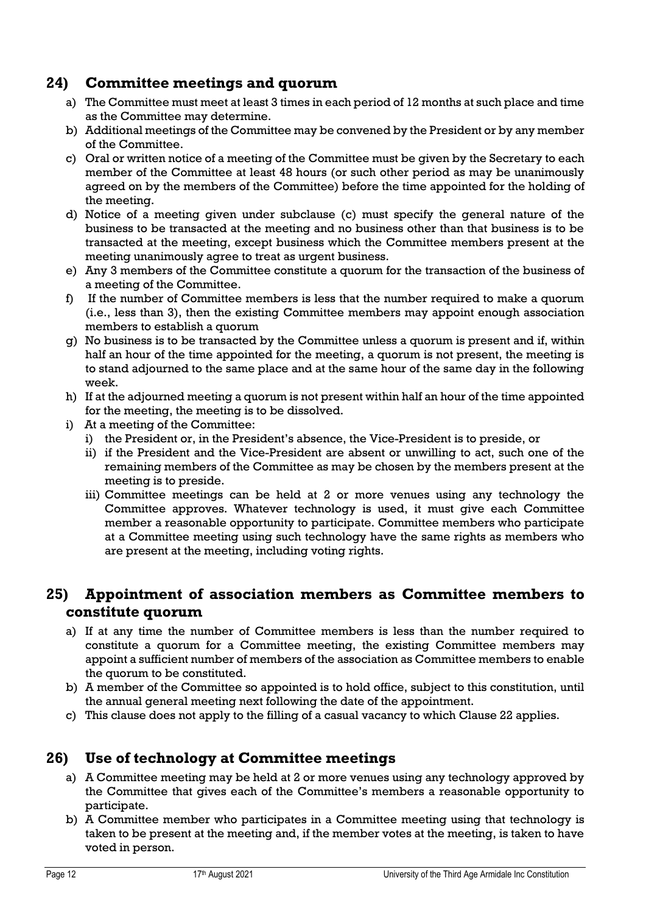## 24) Committee meetings and quorum

a) The Committee must meet at least 3 times in each period of 12 months at such place and time as the Committee may determine.

b) Additional meetings of the Committee may be convened by the President or by any member of the Committee.

c) Oral or written notice of a meeting of the Committee must be given by the Secretary to each member of the Committee at least 48 hours (or such other period as may be unanimously agreed on by the members of the Committee) before the time appointed for the holding of the meeting.

d) Notice of a meeting given under subclause (c) must specify the general nature of the business to be transacted at the meeting and no business other than that business is to be transacted at the meeting, except business which the Committee members present at the meeting unanimously agree to treat as urgent business.

e) Any 3 members of the Committee constitute a quorum for the transaction of the business of a meeting of the Committee.

f) If the number of Committee members is less that the number required to make a quorum (i.e., less than 3), then the existing Committee members may appoint enough association members to establish a quorum

g) No business is to be transacted by the Committee unless a quorum is present and if, within half an hour of the time appointed for the meeting, a quorum is not present, the meeting is to stand adjourned to the same place and at the same hour of the same day in the following week.

h) If at the adjourned meeting a quorum is not present within half an hour of the time appointed for the meeting, the meeting is to be dissolved.

i) At a meeting of the Committee:

   i) the President or, in the President's absence, the Vice-President is to preside, or

   ii) if the President and the Vice-President are absent or unwilling to act, such one of the remaining members of the Committee as may be chosen by the members present at the meeting is to preside.

   iii) Committee meetings can be held at 2 or more venues using any technology the Committee approves. Whatever technology is used, it must give each Committee member a reasonable opportunity to participate. Committee members who participate at a Committee meeting using such technology have the same rights as members who are present at the meeting, including voting rights.

## 25) Appointment of association members as Committee members to constitute quorum

a) If at any time the number of Committee members is less than the number required to constitute a quorum for a Committee meeting, the existing Committee members may appoint a sufficient number of members of the association as Committee members to enable the quorum to be constituted.

b) A member of the Committee so appointed is to hold office, subject to this constitution, until the annual general meeting next following the date of the appointment.

c) This clause does not apply to the filling of a casual vacancy to which Clause 22 applies.

## 26) Use of technology at Committee meetings

a) A Committee meeting may be held at 2 or more venues using any technology approved by the Committee that gives each of the Committee's members a reasonable opportunity to participate.

b) A Committee member who participates in a Committee meeting using that technology is taken to be present at the meeting and, if the member votes at the meeting, is taken to have voted in person.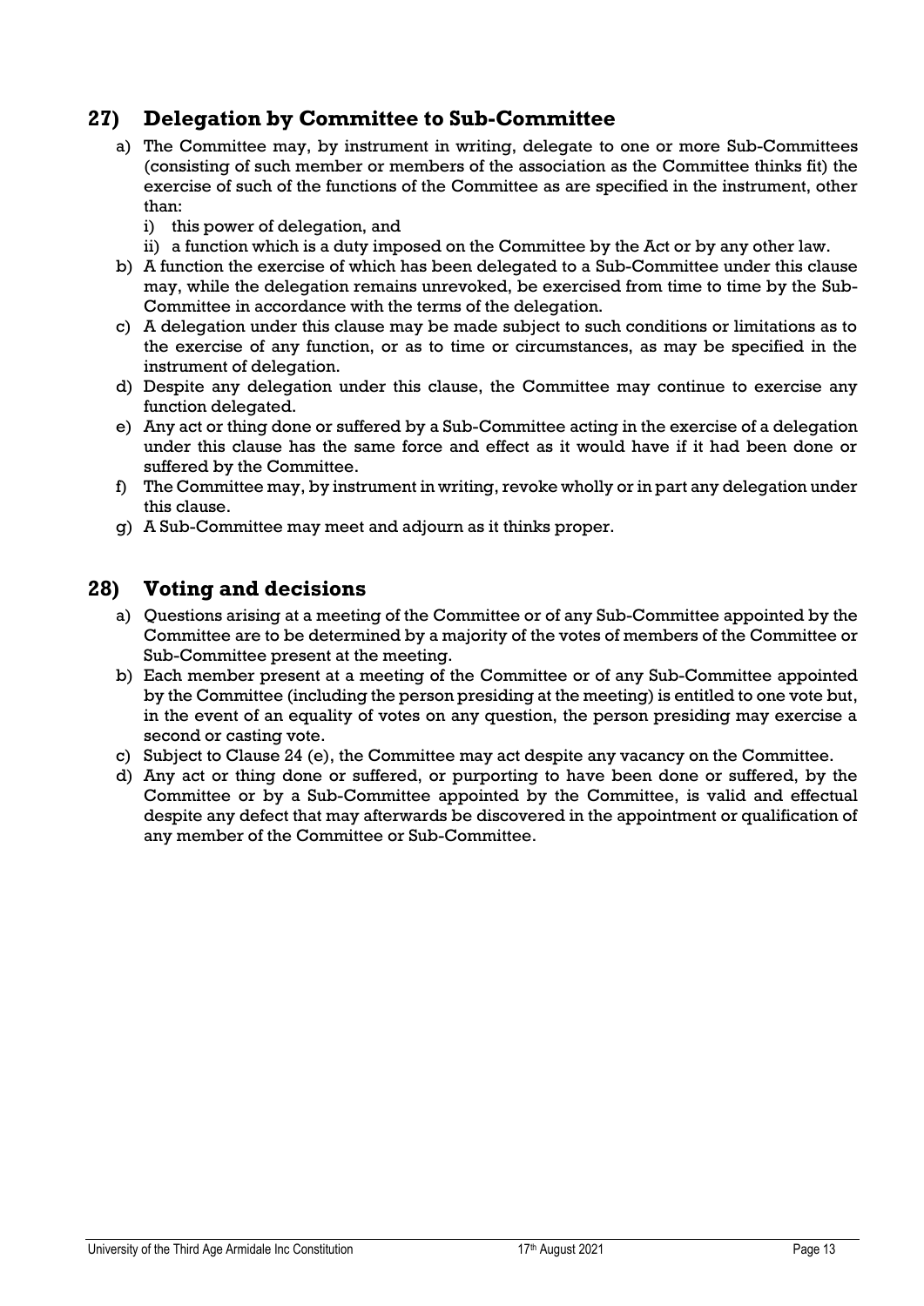## 27) Delegation by Committee to Sub-Committee

a) The Committee may, by instrument in writing, delegate to one or more Sub-Committees (consisting of such member or members of the association as the Committee thinks fit) the exercise of such of the functions of the Committee as are specified in the instrument, other than:
   i) this power of delegation, and
   ii) a function which is a duty imposed on the Committee by the Act or by any other law.
b) A function the exercise of which has been delegated to a Sub-Committee under this clause may, while the delegation remains unrevoked, be exercised from time to time by the Sub-Committee in accordance with the terms of the delegation.
c) A delegation under this clause may be made subject to such conditions or limitations as to the exercise of any function, or as to time or circumstances, as may be specified in the instrument of delegation.
d) Despite any delegation under this clause, the Committee may continue to exercise any function delegated.
e) Any act or thing done or suffered by a Sub-Committee acting in the exercise of a delegation under this clause has the same force and effect as it would have if it had been done or suffered by the Committee.
f) The Committee may, by instrument in writing, revoke wholly or in part any delegation under this clause.
g) A Sub-Committee may meet and adjourn as it thinks proper.

## 28) Voting and decisions

a) Questions arising at a meeting of the Committee or of any Sub-Committee appointed by the Committee are to be determined by a majority of the votes of members of the Committee or Sub-Committee present at the meeting.
b) Each member present at a meeting of the Committee or of any Sub-Committee appointed by the Committee (including the person presiding at the meeting) is entitled to one vote but, in the event of an equality of votes on any question, the person presiding may exercise a second or casting vote.
c) Subject to Clause 24 (e), the Committee may act despite any vacancy on the Committee.
d) Any act or thing done or suffered, or purporting to have been done or suffered, by the Committee or by a Sub-Committee appointed by the Committee, is valid and effectual despite any defect that may afterwards be discovered in the appointment or qualification of any member of the Committee or Sub-Committee.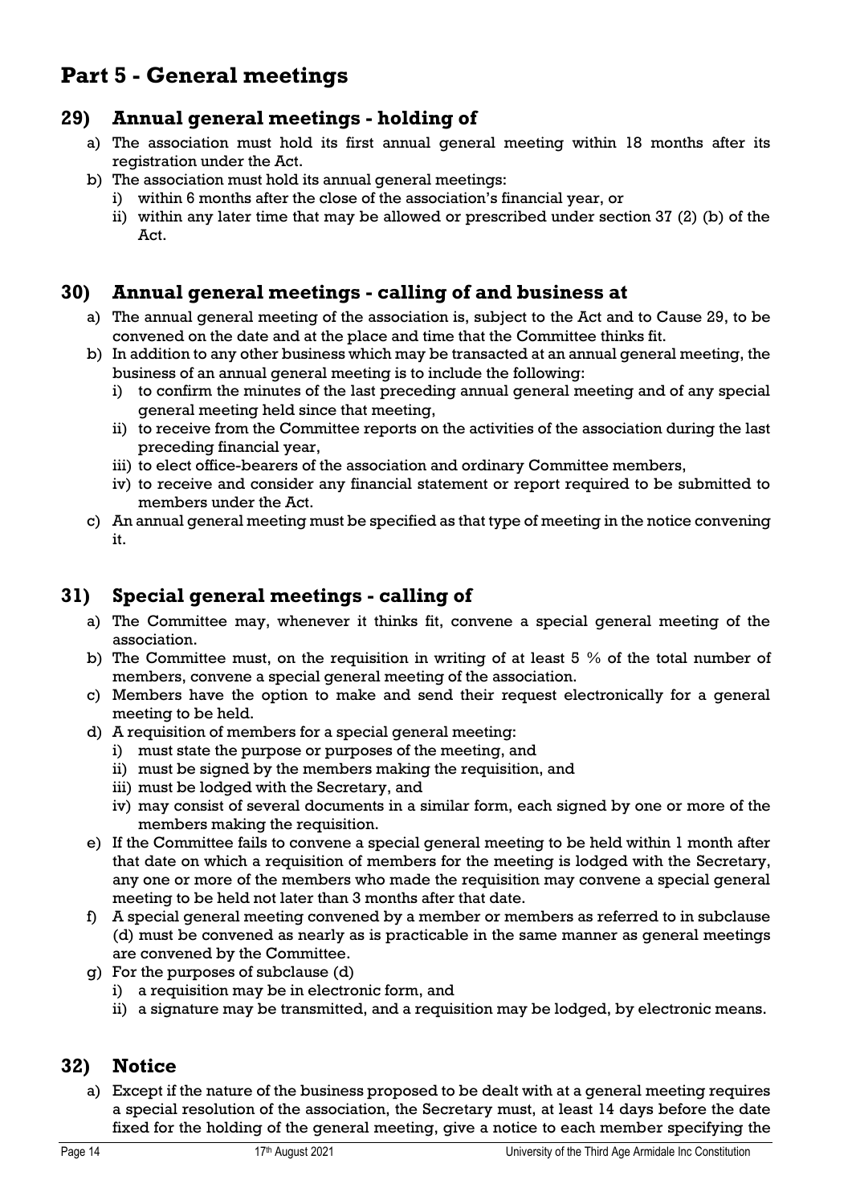# Part 5 - General meetings

## 29) Annual general meetings - holding of

a) The association must hold its first annual general meeting within 18 months after its registration under the Act.
b) The association must hold its annual general meetings:
   i) within 6 months after the close of the association's financial year, or
   ii) within any later time that may be allowed or prescribed under section 37 (2) (b) of the Act.

## 30) Annual general meetings - calling of and business at

a) The annual general meeting of the association is, subject to the Act and to Cause 29, to be convened on the date and at the place and time that the Committee thinks fit.
b) In addition to any other business which may be transacted at an annual general meeting, the business of an annual general meeting is to include the following:
   i) to confirm the minutes of the last preceding annual general meeting and of any special general meeting held since that meeting,
   ii) to receive from the Committee reports on the activities of the association during the last preceding financial year,
   iii) to elect office-bearers of the association and ordinary Committee members,
   iv) to receive and consider any financial statement or report required to be submitted to members under the Act.
c) An annual general meeting must be specified as that type of meeting in the notice convening it.

## 31) Special general meetings - calling of

a) The Committee may, whenever it thinks fit, convene a special general meeting of the association.
b) The Committee must, on the requisition in writing of at least 5 % of the total number of members, convene a special general meeting of the association.
c) Members have the option to make and send their request electronically for a general meeting to be held.
d) A requisition of members for a special general meeting:
   i) must state the purpose or purposes of the meeting, and
   ii) must be signed by the members making the requisition, and
   iii) must be lodged with the Secretary, and
   iv) may consist of several documents in a similar form, each signed by one or more of the members making the requisition.
e) If the Committee fails to convene a special general meeting to be held within 1 month after that date on which a requisition of members for the meeting is lodged with the Secretary, any one or more of the members who made the requisition may convene a special general meeting to be held not later than 3 months after that date.
f) A special general meeting convened by a member or members as referred to in subclause (d) must be convened as nearly as is practicable in the same manner as general meetings are convened by the Committee.
g) For the purposes of subclause (d)
   i) a requisition may be in electronic form, and
   ii) a signature may be transmitted, and a requisition may be lodged, by electronic means.

## 32) Notice

a) Except if the nature of the business proposed to be dealt with at a general meeting requires a special resolution of the association, the Secretary must, at least 14 days before the date fixed for the holding of the general meeting, give a notice to each member specifying the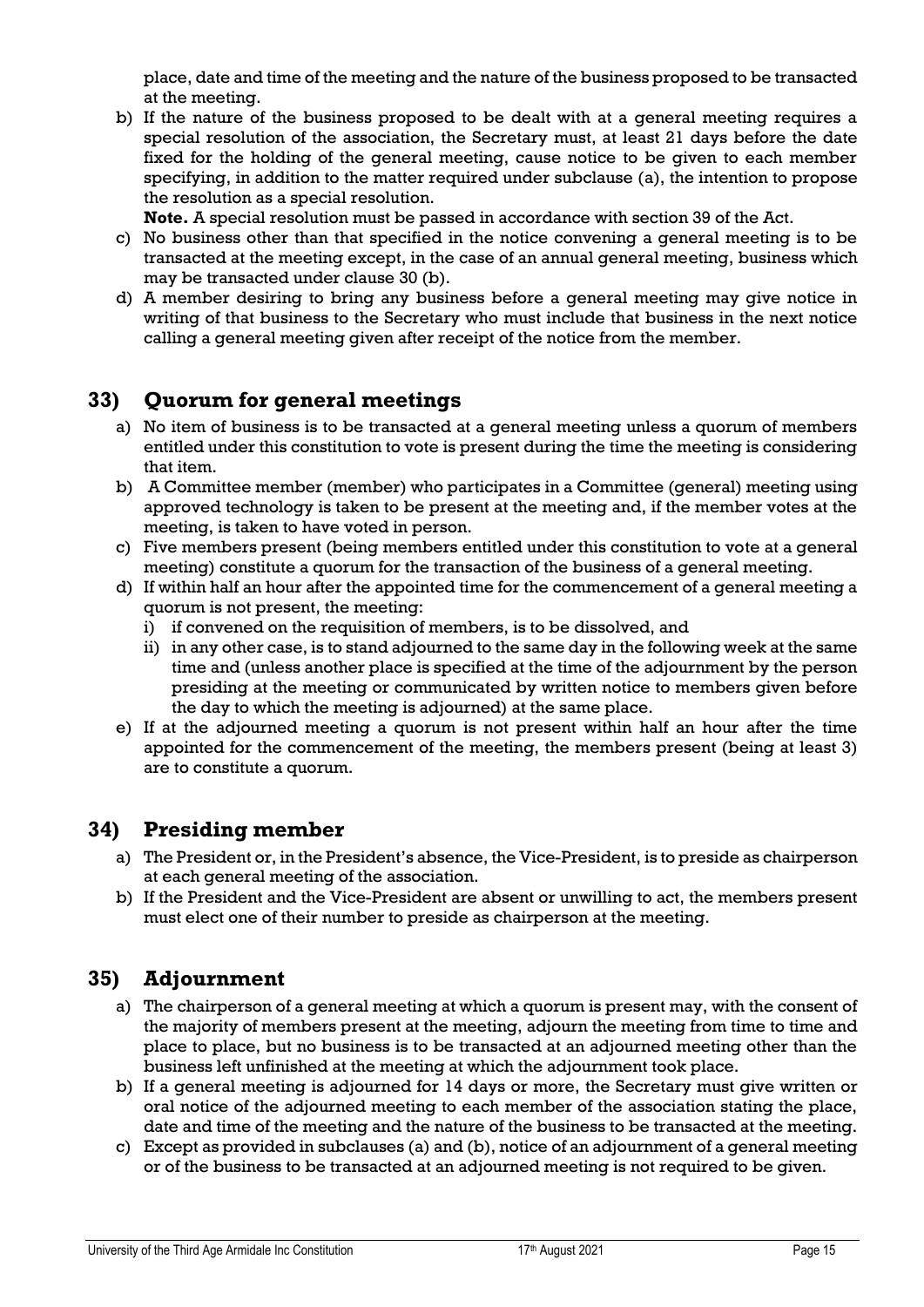place, date and time of the meeting and the nature of the business proposed to be transacted at the meeting.

b) If the nature of the business proposed to be dealt with at a general meeting requires a special resolution of the association, the Secretary must, at least 21 days before the date fixed for the holding of the general meeting, cause notice to be given to each member specifying, in addition to the matter required under subclause (a), the intention to propose the resolution as a special resolution.

   **Note.** A special resolution must be passed in accordance with section 39 of the Act.

c) No business other than that specified in the notice convening a general meeting is to be transacted at the meeting except, in the case of an annual general meeting, business which may be transacted under clause 30 (b).

d) A member desiring to bring any business before a general meeting may give notice in writing of that business to the Secretary who must include that business in the next notice calling a general meeting given after receipt of the notice from the member.

## 33) Quorum for general meetings

a) No item of business is to be transacted at a general meeting unless a quorum of members entitled under this constitution to vote is present during the time the meeting is considering that item.

b) A Committee member (member) who participates in a Committee (general) meeting using approved technology is taken to be present at the meeting and, if the member votes at the meeting, is taken to have voted in person.

c) Five members present (being members entitled under this constitution to vote at a general meeting) constitute a quorum for the transaction of the business of a general meeting.

d) If within half an hour after the appointed time for the commencement of a general meeting a quorum is not present, the meeting:
   i) if convened on the requisition of members, is to be dissolved, and
   ii) in any other case, is to stand adjourned to the same day in the following week at the same time and (unless another place is specified at the time of the adjournment by the person presiding at the meeting or communicated by written notice to members given before the day to which the meeting is adjourned) at the same place.

e) If at the adjourned meeting a quorum is not present within half an hour after the time appointed for the commencement of the meeting, the members present (being at least 3) are to constitute a quorum.

## 34) Presiding member

a) The President or, in the President's absence, the Vice-President, is to preside as chairperson at each general meeting of the association.

b) If the President and the Vice-President are absent or unwilling to act, the members present must elect one of their number to preside as chairperson at the meeting.

## 35) Adjournment

a) The chairperson of a general meeting at which a quorum is present may, with the consent of the majority of members present at the meeting, adjourn the meeting from time to time and place to place, but no business is to be transacted at an adjourned meeting other than the business left unfinished at the meeting at which the adjournment took place.

b) If a general meeting is adjourned for 14 days or more, the Secretary must give written or oral notice of the adjourned meeting to each member of the association stating the place, date and time of the meeting and the nature of the business to be transacted at the meeting.

c) Except as provided in subclauses (a) and (b), notice of an adjournment of a general meeting or of the business to be transacted at an adjourned meeting is not required to be given.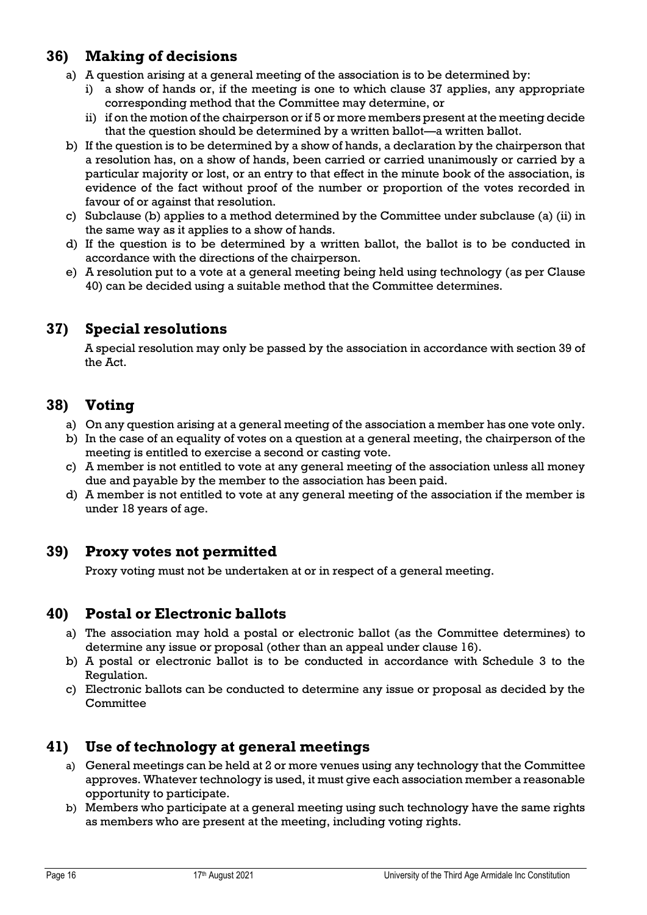## 36) Making of decisions

a) A question arising at a general meeting of the association is to be determined by:
   i) a show of hands or, if the meeting is one to which clause 37 applies, any appropriate corresponding method that the Committee may determine, or
   ii) if on the motion of the chairperson or if 5 or more members present at the meeting decide that the question should be determined by a written ballot—a written ballot.
b) If the question is to be determined by a show of hands, a declaration by the chairperson that a resolution has, on a show of hands, been carried or carried unanimously or carried by a particular majority or lost, or an entry to that effect in the minute book of the association, is evidence of the fact without proof of the number or proportion of the votes recorded in favour of or against that resolution.
c) Subclause (b) applies to a method determined by the Committee under subclause (a) (ii) in the same way as it applies to a show of hands.
d) If the question is to be determined by a written ballot, the ballot is to be conducted in accordance with the directions of the chairperson.
e) A resolution put to a vote at a general meeting being held using technology (as per Clause 40) can be decided using a suitable method that the Committee determines.

## 37) Special resolutions

A special resolution may only be passed by the association in accordance with section 39 of the Act.

## 38) Voting

a) On any question arising at a general meeting of the association a member has one vote only.
b) In the case of an equality of votes on a question at a general meeting, the chairperson of the meeting is entitled to exercise a second or casting vote.
c) A member is not entitled to vote at any general meeting of the association unless all money due and payable by the member to the association has been paid.
d) A member is not entitled to vote at any general meeting of the association if the member is under 18 years of age.

## 39) Proxy votes not permitted

Proxy voting must not be undertaken at or in respect of a general meeting.

## 40) Postal or Electronic ballots

a) The association may hold a postal or electronic ballot (as the Committee determines) to determine any issue or proposal (other than an appeal under clause 16).
b) A postal or electronic ballot is to be conducted in accordance with Schedule 3 to the Regulation.
c) Electronic ballots can be conducted to determine any issue or proposal as decided by the Committee

## 41) Use of technology at general meetings

a) General meetings can be held at 2 or more venues using any technology that the Committee approves. Whatever technology is used, it must give each association member a reasonable opportunity to participate.
b) Members who participate at a general meeting using such technology have the same rights as members who are present at the meeting, including voting rights.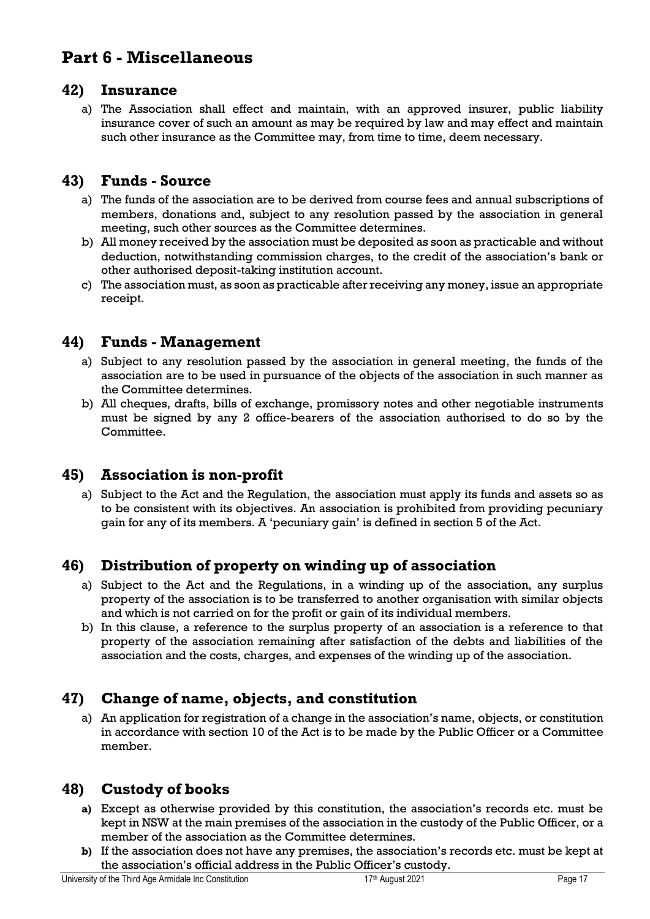# Part 6 - Miscellaneous

## 42) Insurance

a) The Association shall effect and maintain, with an approved insurer, public liability insurance cover of such an amount as may be required by law and may effect and maintain such other insurance as the Committee may, from time to time, deem necessary.

## 43) Funds - Source

a) The funds of the association are to be derived from course fees and annual subscriptions of members, donations and, subject to any resolution passed by the association in general meeting, such other sources as the Committee determines.
b) All money received by the association must be deposited as soon as practicable and without deduction, notwithstanding commission charges, to the credit of the association's bank or other authorised deposit-taking institution account.
c) The association must, as soon as practicable after receiving any money, issue an appropriate receipt.

## 44) Funds - Management

a) Subject to any resolution passed by the association in general meeting, the funds of the association are to be used in pursuance of the objects of the association in such manner as the Committee determines.
b) All cheques, drafts, bills of exchange, promissory notes and other negotiable instruments must be signed by any 2 office-bearers of the association authorised to do so by the Committee.

## 45) Association is non-profit

a) Subject to the Act and the Regulation, the association must apply its funds and assets so as to be consistent with its objectives. An association is prohibited from providing pecuniary gain for any of its members. A 'pecuniary gain' is defined in section 5 of the Act.

## 46) Distribution of property on winding up of association

a) Subject to the Act and the Regulations, in a winding up of the association, any surplus property of the association is to be transferred to another organisation with similar objects and which is not carried on for the profit or gain of its individual members.
b) In this clause, a reference to the surplus property of an association is a reference to that property of the association remaining after satisfaction of the debts and liabilities of the association and the costs, charges, and expenses of the winding up of the association.

## 47) Change of name, objects, and constitution

a) An application for registration of a change in the association's name, objects, or constitution in accordance with section 10 of the Act is to be made by the Public Officer or a Committee member.

## 48) Custody of books

**a)** Except as otherwise provided by this constitution, the association's records etc. must be kept in NSW at the main premises of the association in the custody of the Public Officer, or a member of the association as the Committee determines.
**b)** If the association does not have any premises, the association's records etc. must be kept at the association's official address in the Public Officer's custody.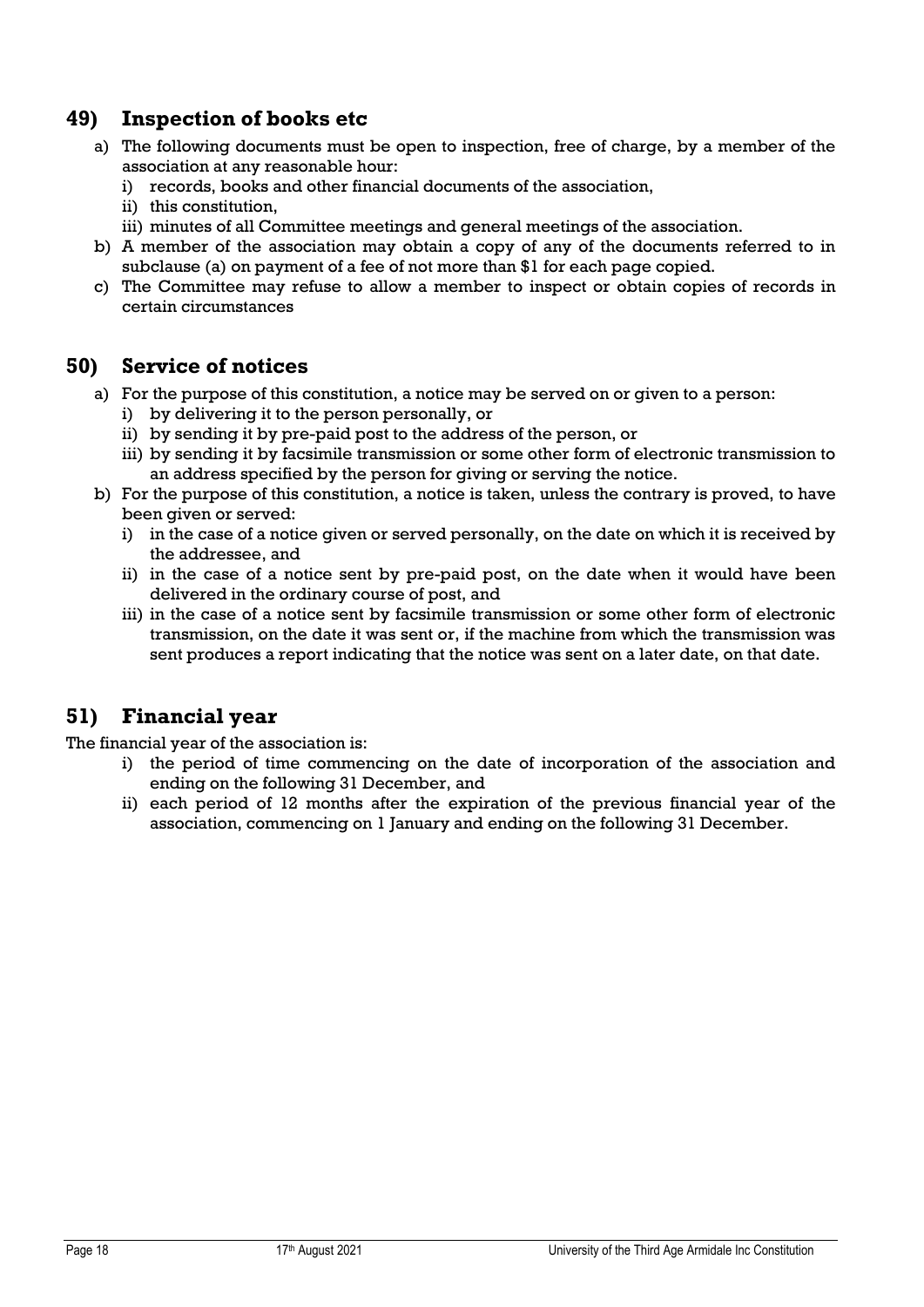## 49) Inspection of books etc

a) The following documents must be open to inspection, free of charge, by a member of the association at any reasonable hour:
   i) records, books and other financial documents of the association,
   ii) this constitution,
   iii) minutes of all Committee meetings and general meetings of the association.
b) A member of the association may obtain a copy of any of the documents referred to in subclause (a) on payment of a fee of not more than $1 for each page copied.
c) The Committee may refuse to allow a member to inspect or obtain copies of records in certain circumstances

## 50) Service of notices

a) For the purpose of this constitution, a notice may be served on or given to a person:
   i) by delivering it to the person personally, or
   ii) by sending it by pre-paid post to the address of the person, or
   iii) by sending it by facsimile transmission or some other form of electronic transmission to an address specified by the person for giving or serving the notice.
b) For the purpose of this constitution, a notice is taken, unless the contrary is proved, to have been given or served:
   i) in the case of a notice given or served personally, on the date on which it is received by the addressee, and
   ii) in the case of a notice sent by pre-paid post, on the date when it would have been delivered in the ordinary course of post, and
   iii) in the case of a notice sent by facsimile transmission or some other form of electronic transmission, on the date it was sent or, if the machine from which the transmission was sent produces a report indicating that the notice was sent on a later date, on that date.

## 51) Financial year

The financial year of the association is:

i) the period of time commencing on the date of incorporation of the association and ending on the following 31 December, and
ii) each period of 12 months after the expiration of the previous financial year of the association, commencing on 1 January and ending on the following 31 December.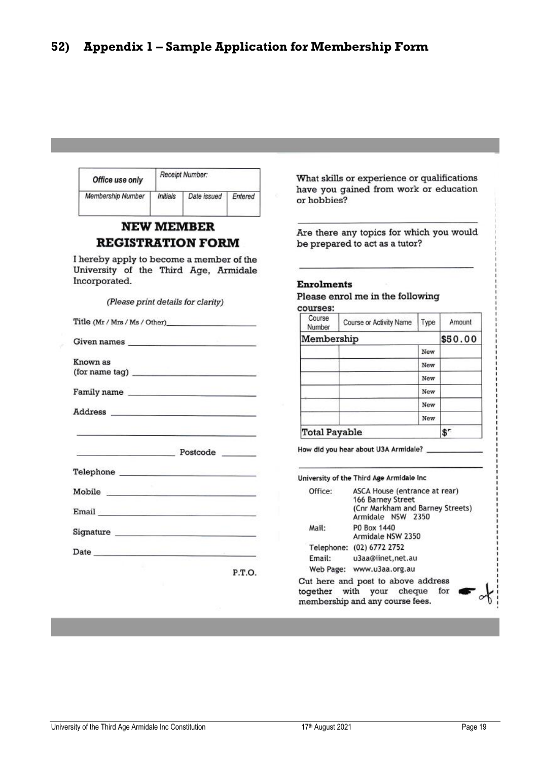## 52) Appendix 1 – Sample Application for Membership Form

| *Office use only* | *Receipt Number:* | | |
|---|---|---|---|
| *Membership Number* | *Initials* | *Date issued* | *Entered* |
| | | | |

### NEW MEMBER REGISTRATION FORM

I hereby apply to become a member of the University of the Third Age, Armidale Incorporated.

*(Please print details for clarity)*

Title (Mr / Mrs / Ms / Other)\_\_\_\_\_\_\_\_\_\_\_\_\_\_\_\_\_\_\_\_

Given names \_\_\_\_\_\_\_\_\_\_\_\_\_\_\_\_\_\_\_\_\_\_\_\_\_\_\_\_

Known as (for name tag) \_\_\_\_\_\_\_\_\_\_\_\_\_\_\_\_\_\_\_\_\_\_\_\_

Family name \_\_\_\_\_\_\_\_\_\_\_\_\_\_\_\_\_\_\_\_\_\_\_\_\_\_\_

Address \_\_\_\_\_\_\_\_\_\_\_\_\_\_\_\_\_\_\_\_\_\_\_\_\_\_\_\_\_\_\_

\_\_\_\_\_\_\_\_\_\_\_\_\_\_\_\_\_\_\_\_\_\_\_\_\_\_\_\_\_\_\_\_\_\_\_\_\_\_

\_\_\_\_\_\_\_\_\_\_\_\_\_\_\_\_\_\_\_\_ Postcode \_\_\_\_\_\_\_

Telephone \_\_\_\_\_\_\_\_\_\_\_\_\_\_\_\_\_\_\_\_\_\_\_\_\_\_\_\_\_

Mobile \_\_\_\_\_\_\_\_\_\_\_\_\_\_\_\_\_\_\_\_\_\_\_\_\_\_\_\_\_\_\_

Email \_\_\_\_\_\_\_\_\_\_\_\_\_\_\_\_\_\_\_\_\_\_\_\_\_\_\_\_\_\_\_\_

Signature \_\_\_\_\_\_\_\_\_\_\_\_\_\_\_\_\_\_\_\_\_\_\_\_\_\_\_\_\_

Date \_\_\_\_\_\_\_\_\_\_\_\_\_\_\_\_\_\_\_\_\_\_\_\_\_\_\_\_\_\_\_\_\_

P.T.O.

What skills or experience or qualifications have you gained from work or education or hobbies?

\_\_\_\_\_\_\_\_\_\_\_\_\_\_\_\_\_\_\_\_\_\_\_\_\_\_\_\_\_\_\_\_\_\_\_\_\_\_

Are there any topics for which you would be prepared to act as a tutor?

\_\_\_\_\_\_\_\_\_\_\_\_\_\_\_\_\_\_\_\_\_\_\_\_\_\_\_\_\_\_\_\_\_\_\_\_\_\_

**Enrolments**

**Please enrol me in the following courses:**

| Course Number | Course or Activity Name | Type | Amount |
|---|---|---|---|
| Membership | | | $50.00 |
| | | New | |
| | | New | |
| | | New | |
| | | New | |
| | | New | |
| | | New | |
| Total Payable | | | $ |

How did you hear about U3A Armidale? \_\_\_\_\_\_\_\_\_\_\_\_\_\_

\_\_\_\_\_\_\_\_\_\_\_\_\_\_\_\_\_\_\_\_\_\_\_\_\_\_\_\_\_\_\_\_\_\_\_\_\_\_

University of the Third Age Armidale Inc

Office: ASCA House (entrance at rear)
166 Barney Street
(Cnr Markham and Barney Streets)
Armidale NSW 2350

Mail: PO Box 1440
Armidale NSW 2350

Telephone: (02) 6772 2752

Email: u3aa@iinet,net.au

Web Page: www.u3aa.org.au

Cut here and post to above address together with your cheque for membership and any course fees.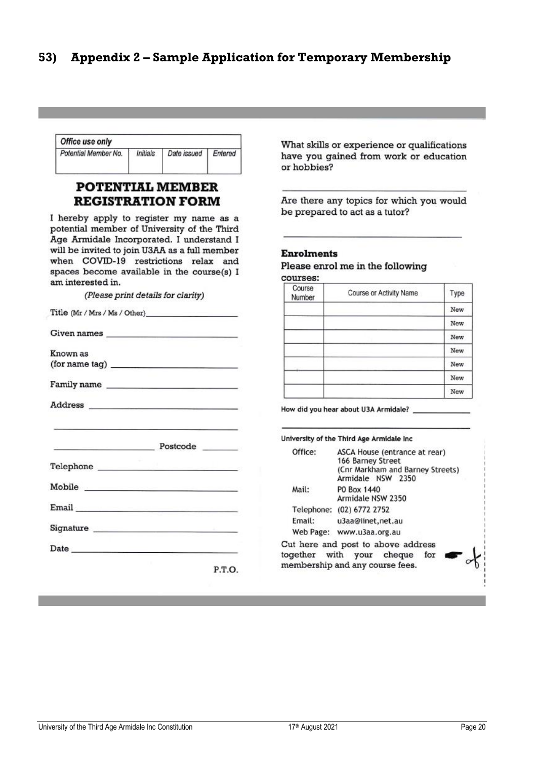## 53) Appendix 2 – Sample Application for Temporary Membership

| Office use only | | | |
|---|---|---|---|
| *Potential Member No.* | *Initials* | *Date issued* | *Entered* |
| | | | |

### POTENTIAL MEMBER REGISTRATION FORM

I hereby apply to register my name as a potential member of University of the Third Age Armidale Incorporated. I understand I will be invited to join U3AA as a full member when COVID-19 restrictions relax and spaces become available in the course(s) I am interested in.

*(Please print details for clarity)*

Title (Mr / Mrs / Ms / Other)\_\_\_\_\_\_\_\_\_\_\_\_\_\_\_\_\_\_\_\_

Given names \_\_\_\_\_\_\_\_\_\_\_\_\_\_\_\_\_\_\_\_\_\_\_\_\_\_

Known as (for name tag) \_\_\_\_\_\_\_\_\_\_\_\_\_\_\_\_\_\_\_\_\_\_\_\_\_\_

Family name \_\_\_\_\_\_\_\_\_\_\_\_\_\_\_\_\_\_\_\_\_\_\_\_\_\_

Address \_\_\_\_\_\_\_\_\_\_\_\_\_\_\_\_\_\_\_\_\_\_\_\_\_\_\_\_\_\_

\_\_\_\_\_\_\_\_\_\_\_\_\_\_\_\_\_\_\_\_\_\_\_\_\_\_\_\_\_\_\_\_\_\_\_\_

\_\_\_\_\_\_\_\_\_\_\_\_\_\_\_\_\_\_\_\_ Postcode \_\_\_\_\_\_\_

Telephone \_\_\_\_\_\_\_\_\_\_\_\_\_\_\_\_\_\_\_\_\_\_\_\_\_\_

Mobile \_\_\_\_\_\_\_\_\_\_\_\_\_\_\_\_\_\_\_\_\_\_\_\_\_\_\_\_\_

Email \_\_\_\_\_\_\_\_\_\_\_\_\_\_\_\_\_\_\_\_\_\_\_\_\_\_\_\_\_\_

Signature \_\_\_\_\_\_\_\_\_\_\_\_\_\_\_\_\_\_\_\_\_\_\_\_\_\_\_

Date \_\_\_\_\_\_\_\_\_\_\_\_\_\_\_\_\_\_\_\_\_\_\_\_\_\_\_\_\_\_\_

P.T.O.

What skills or experience or qualifications have you gained from work or education or hobbies?

\_\_\_\_\_\_\_\_\_\_\_\_\_\_\_\_\_\_\_\_\_\_\_\_\_\_\_\_\_\_\_\_\_\_\_\_

Are there any topics for which you would be prepared to act as a tutor?

\_\_\_\_\_\_\_\_\_\_\_\_\_\_\_\_\_\_\_\_\_\_\_\_\_\_\_\_\_\_\_\_\_\_\_\_

**Enrolments**

**Please enrol me in the following courses:**

| Course Number | Course or Activity Name | Type |
|---|---|---|
| | | New |
| | | New |
| | | New |
| | | New |
| | | New |
| | | New |
| | | New |

How did you hear about U3A Armidale? \_\_\_\_\_\_\_\_\_\_\_\_\_\_

\_\_\_\_\_\_\_\_\_\_\_\_\_\_\_\_\_\_\_\_\_\_\_\_\_\_\_\_\_\_\_\_\_\_\_\_

University of the Third Age Armidale Inc

Office: ASCA House (entrance at rear)
166 Barney Street
(Cnr Markham and Barney Streets)
Armidale NSW 2350

Mail: PO Box 1440
Armidale NSW 2350

Telephone: (02) 6772 2752

Email: u3aa@iinet,net.au

Web Page: www.u3aa.org.au

Cut here and post to above address together with your cheque for membership and any course fees.